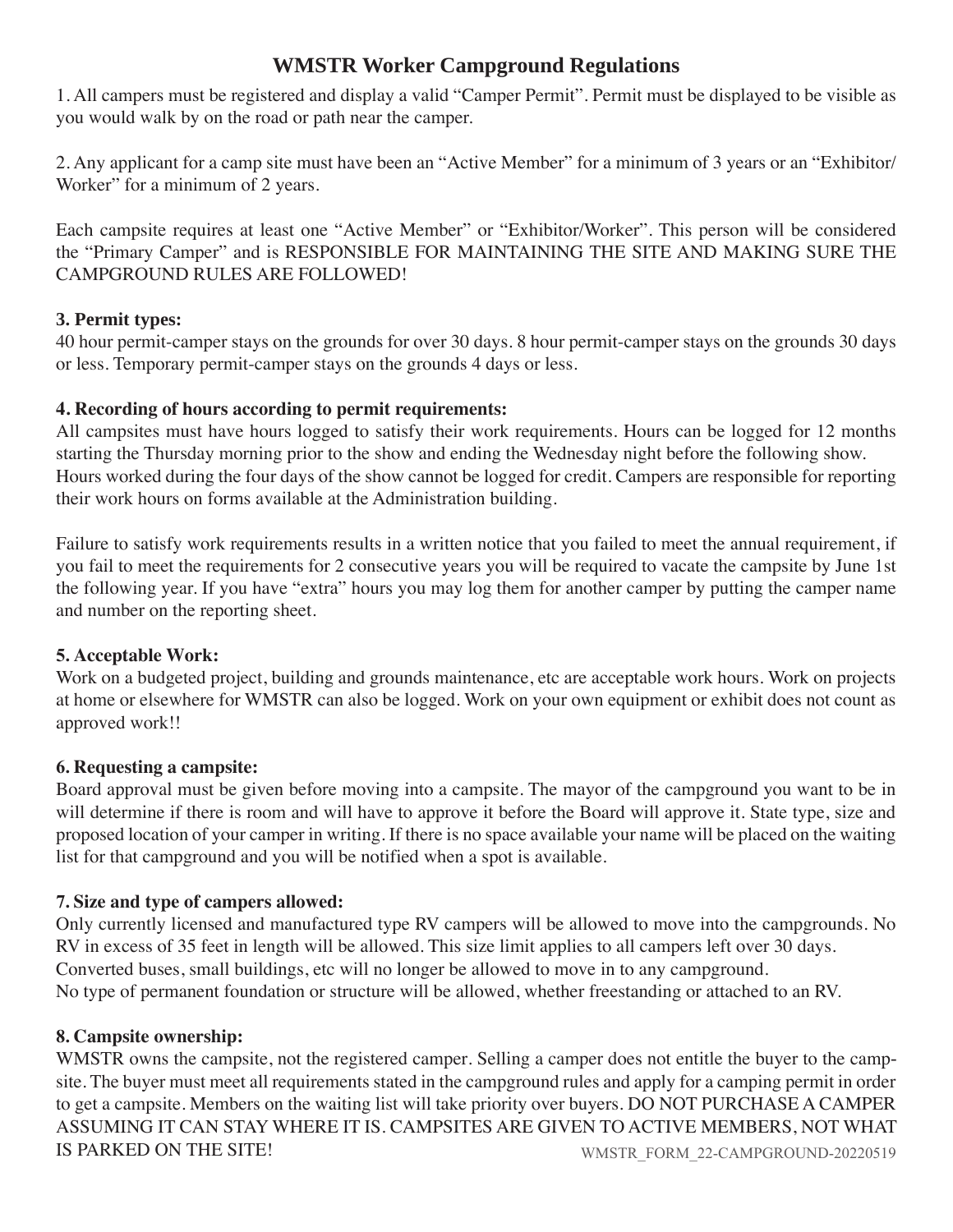# WMSTR Worker Campground Regulations

1. All campers must be registered and display a valid "Camper Permit". Permit must be displayed to be visible as you would walk by on the road or path near the camper.

2. Any applicant for a camp site must have been an "Active Member" for a minimum of 3 years or an "Exhibitor/ Worker" for a minimum of 2 years.

Each campsite requires at least one "Active Member" or "Exhibitor/Worker". This person will be considered the "Primary Camper" and is RESPONSIBLE FOR MAINTAINING THE SITE AND MAKING SURE THE CAMPGROUND RULES ARE FOLLOWED!

**3. Permit types:**
40 hour permit-camper stays on the grounds for over 30 days. 8 hour permit-camper stays on the grounds 30 days or less. Temporary permit-camper stays on the grounds 4 days or less.

**4. Recording of hours according to permit requirements:**
All campsites must have hours logged to satisfy their work requirements. Hours can be logged for 12 months starting the Thursday morning prior to the show and ending the Wednesday night before the following show.
Hours worked during the four days of the show cannot be logged for credit. Campers are responsible for reporting their work hours on forms available at the Administration building.

Failure to satisfy work requirements results in a written notice that you failed to meet the annual requirement, if you fail to meet the requirements for 2 consecutive years you will be required to vacate the campsite by June 1st the following year. If you have "extra" hours you may log them for another camper by putting the camper name and number on the reporting sheet.

**5. Acceptable Work:**
Work on a budgeted project, building and grounds maintenance, etc are acceptable work hours. Work on projects at home or elsewhere for WMSTR can also be logged. Work on your own equipment or exhibit does not count as approved work!!

**6. Requesting a campsite:**
Board approval must be given before moving into a campsite. The mayor of the campground you want to be in will determine if there is room and will have to approve it before the Board will approve it. State type, size and proposed location of your camper in writing. If there is no space available your name will be placed on the waiting list for that campground and you will be notified when a spot is available.

**7. Size and type of campers allowed:**
Only currently licensed and manufactured type RV campers will be allowed to move into the campgrounds. No RV in excess of 35 feet in length will be allowed. This size limit applies to all campers left over 30 days.
Converted buses, small buildings, etc will no longer be allowed to move in to any campground.
No type of permanent foundation or structure will be allowed, whether freestanding or attached to an RV.

**8. Campsite ownership:**
WMSTR owns the campsite, not the registered camper. Selling a camper does not entitle the buyer to the campsite. The buyer must meet all requirements stated in the campground rules and apply for a camping permit in order to get a campsite. Members on the waiting list will take priority over buyers. DO NOT PURCHASE A CAMPER ASSUMING IT CAN STAY WHERE IT IS. CAMPSITES ARE GIVEN TO ACTIVE MEMBERS, NOT WHAT IS PARKED ON THE SITE!

WMSTR_FORM_22-CAMPGROUND-20220519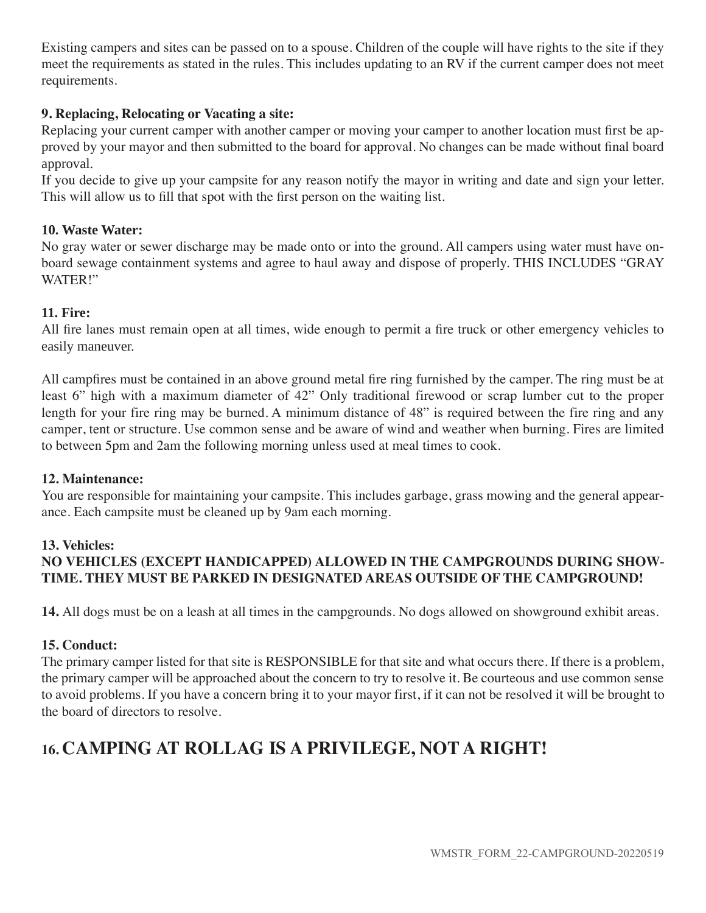Existing campers and sites can be passed on to a spouse. Children of the couple will have rights to the site if they meet the requirements as stated in the rules. This includes updating to an RV if the current camper does not meet requirements.

**9. Replacing, Relocating or Vacating a site:**

Replacing your current camper with another camper or moving your camper to another location must first be approved by your mayor and then submitted to the board for approval. No changes can be made without final board approval.

If you decide to give up your campsite for any reason notify the mayor in writing and date and sign your letter. This will allow us to fill that spot with the first person on the waiting list.

**10. Waste Water:**

No gray water or sewer discharge may be made onto or into the ground. All campers using water must have onboard sewage containment systems and agree to haul away and dispose of properly. THIS INCLUDES "GRAY WATER!"

**11. Fire:**

All fire lanes must remain open at all times, wide enough to permit a fire truck or other emergency vehicles to easily maneuver.

All campfires must be contained in an above ground metal fire ring furnished by the camper. The ring must be at least 6" high with a maximum diameter of 42" Only traditional firewood or scrap lumber cut to the proper length for your fire ring may be burned. A minimum distance of 48" is required between the fire ring and any camper, tent or structure. Use common sense and be aware of wind and weather when burning. Fires are limited to between 5pm and 2am the following morning unless used at meal times to cook.

**12. Maintenance:**

You are responsible for maintaining your campsite. This includes garbage, grass mowing and the general appearance. Each campsite must be cleaned up by 9am each morning.

**13. Vehicles:**

**NO VEHICLES (EXCEPT HANDICAPPED) ALLOWED IN THE CAMPGROUNDS DURING SHOWTIME. THEY MUST BE PARKED IN DESIGNATED AREAS OUTSIDE OF THE CAMPGROUND!**

**14.** All dogs must be on a leash at all times in the campgrounds. No dogs allowed on showground exhibit areas.

**15. Conduct:**

The primary camper listed for that site is RESPONSIBLE for that site and what occurs there. If there is a problem, the primary camper will be approached about the concern to try to resolve it. Be courteous and use common sense to avoid problems. If you have a concern bring it to your mayor first, if it can not be resolved it will be brought to the board of directors to resolve.

## 16. CAMPING AT ROLLAG IS A PRIVILEGE, NOT A RIGHT!

WMSTR_FORM_22-CAMPGROUND-20220519